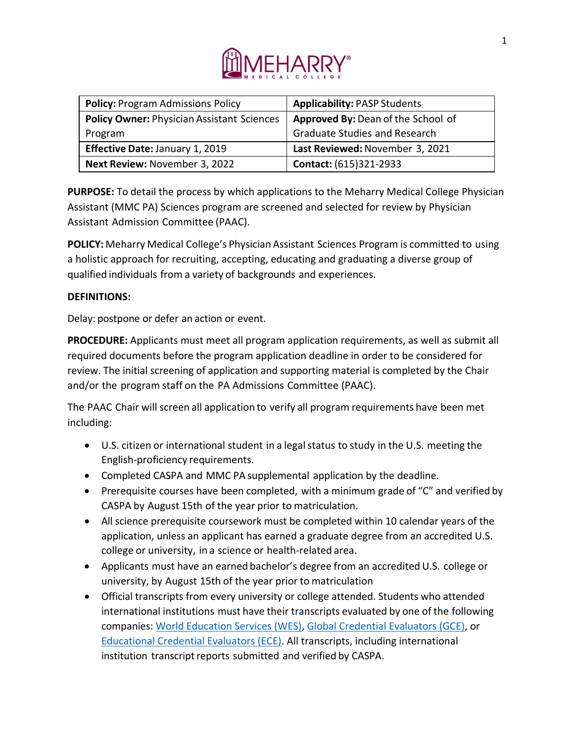| **Policy:** Program Admissions Policy | **Applicability:** PASP Students |
|---|---|
| **Policy Owner:** Physician Assistant Sciences Program | **Approved By:** Dean of the School of Graduate Studies and Research |
| **Effective Date:** January 1, 2019 | **Last Reviewed:** November 3, 2021 |
| **Next Review:** November 3, 2022 | **Contact:** (615)321-2933 |

**PURPOSE:** To detail the process by which applications to the Meharry Medical College Physician Assistant (MMC PA) Sciences program are screened and selected for review by Physician Assistant Admission Committee (PAAC).

**POLICY:** Meharry Medical College's Physician Assistant Sciences Program is committed to using a holistic approach for recruiting, accepting, educating and graduating a diverse group of qualified individuals from a variety of backgrounds and experiences.

**DEFINITIONS:**

Delay: postpone or defer an action or event.

**PROCEDURE:** Applicants must meet all program application requirements, as well as submit all required documents before the program application deadline in order to be considered for review. The initial screening of application and supporting material is completed by the Chair and/or the program staff on the PA Admissions Committee (PAAC).

The PAAC Chair will screen all application to verify all program requirements have been met including:

- U.S. citizen or international student in a legal status to study in the U.S. meeting the English-proficiency requirements.
- Completed CASPA and MMC PA supplemental application by the deadline.
- Prerequisite courses have been completed, with a minimum grade of "C" and verified by CASPA by August 15th of the year prior to matriculation.
- All science prerequisite coursework must be completed within 10 calendar years of the application, unless an applicant has earned a graduate degree from an accredited U.S. college or university, in a science or health-related area.
- Applicants must have an earned bachelor's degree from an accredited U.S. college or university, by August 15th of the year prior to matriculation
- Official transcripts from every university or college attended. Students who attended international institutions must have their transcripts evaluated by one of the following companies: World Education Services (WES), Global Credential Evaluators (GCE), or Educational Credential Evaluators (ECE). All transcripts, including international institution transcript reports submitted and verified by CASPA.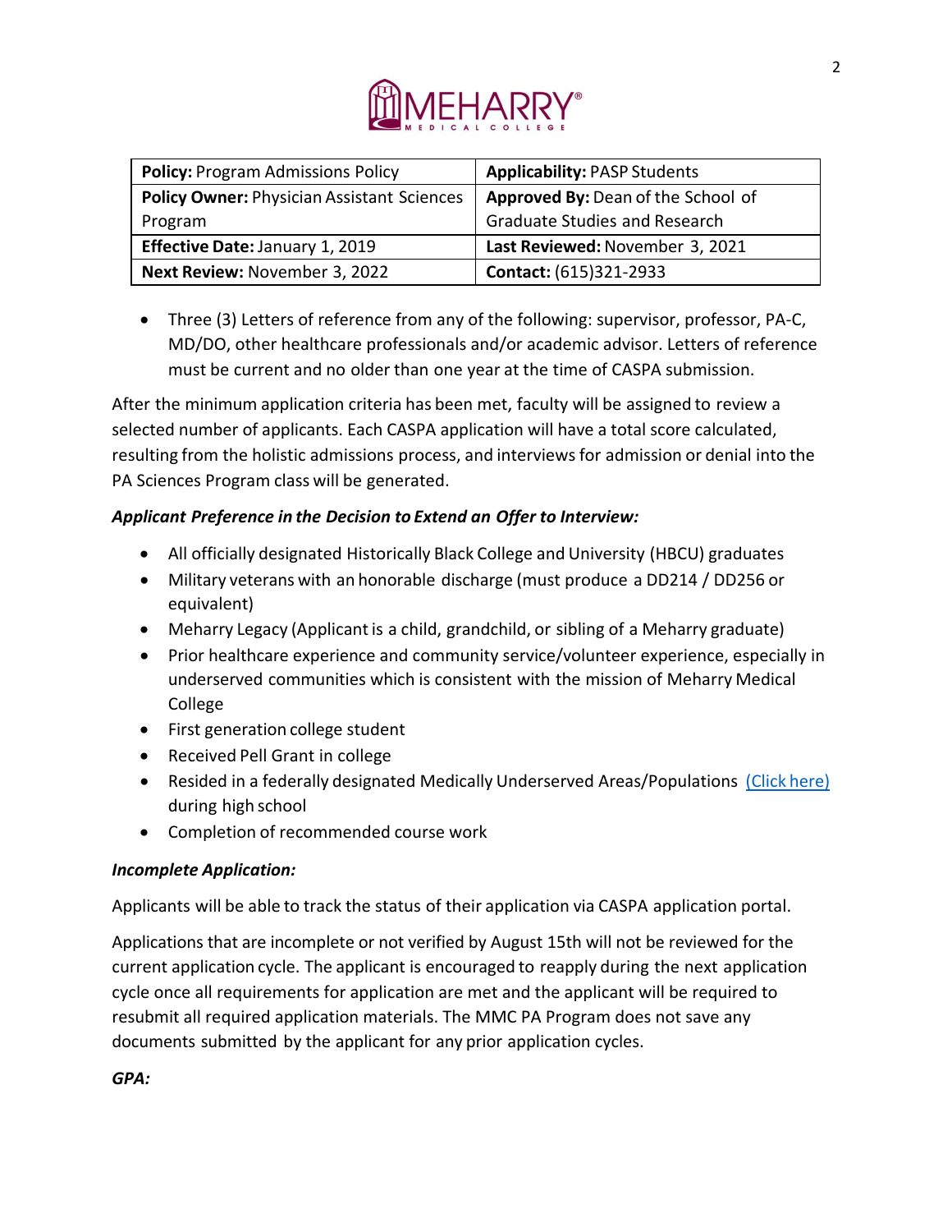| **Policy:** Program Admissions Policy | **Applicability:** PASP Students |
|---|---|
| **Policy Owner:** Physician Assistant Sciences Program | **Approved By:** Dean of the School of Graduate Studies and Research |
| **Effective Date:** January 1, 2019 | **Last Reviewed:** November 3, 2021 |
| **Next Review:** November 3, 2022 | **Contact:** (615)321-2933 |

- Three (3) Letters of reference from any of the following: supervisor, professor, PA-C, MD/DO, other healthcare professionals and/or academic advisor. Letters of reference must be current and no older than one year at the time of CASPA submission.

After the minimum application criteria has been met, faculty will be assigned to review a selected number of applicants. Each CASPA application will have a total score calculated, resulting from the holistic admissions process, and interviews for admission or denial into the PA Sciences Program class will be generated.

***Applicant Preference in the Decision to Extend an Offer to Interview:***

- All officially designated Historically Black College and University (HBCU) graduates
- Military veterans with an honorable discharge (must produce a DD214 / DD256 or equivalent)
- Meharry Legacy (Applicant is a child, grandchild, or sibling of a Meharry graduate)
- Prior healthcare experience and community service/volunteer experience, especially in underserved communities which is consistent with the mission of Meharry Medical College
- First generation college student
- Received Pell Grant in college
- Resided in a federally designated Medically Underserved Areas/Populations (Click here) during high school
- Completion of recommended course work

***Incomplete Application:***

Applicants will be able to track the status of their application via CASPA application portal.

Applications that are incomplete or not verified by August 15th will not be reviewed for the current application cycle. The applicant is encouraged to reapply during the next application cycle once all requirements for application are met and the applicant will be required to resubmit all required application materials. The MMC PA Program does not save any documents submitted by the applicant for any prior application cycles.

***GPA:***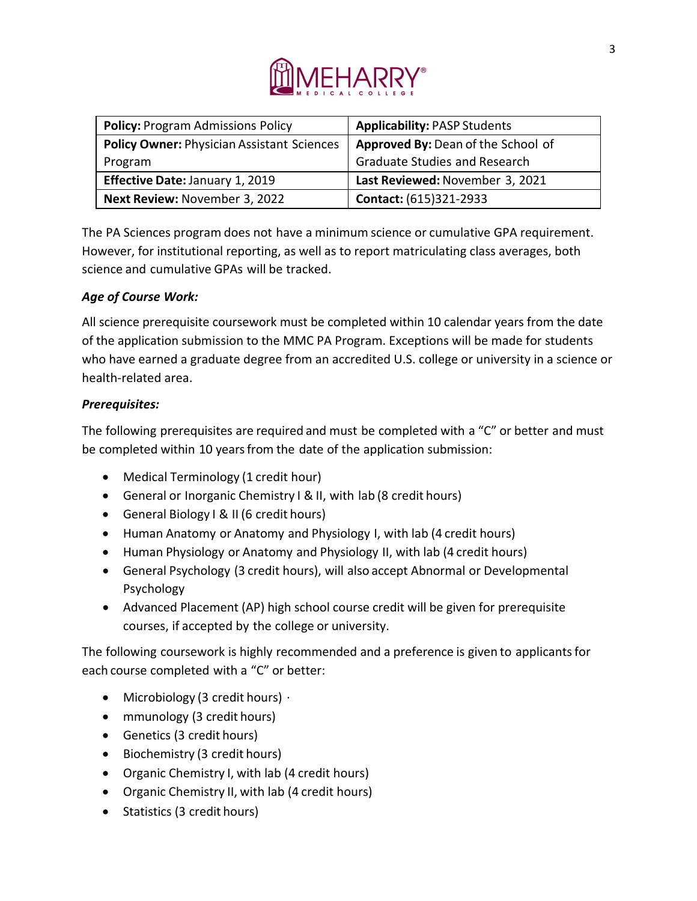| **Policy:** Program Admissions Policy | **Applicability:** PASP Students |
|---|---|
| **Policy Owner:** Physician Assistant Sciences Program | **Approved By:** Dean of the School of Graduate Studies and Research |
| **Effective Date:** January 1, 2019 | **Last Reviewed:** November 3, 2021 |
| **Next Review:** November 3, 2022 | **Contact:** (615)321-2933 |

The PA Sciences program does not have a minimum science or cumulative GPA requirement. However, for institutional reporting, as well as to report matriculating class averages, both science and cumulative GPAs will be tracked.

***Age of Course Work:***

All science prerequisite coursework must be completed within 10 calendar years from the date of the application submission to the MMC PA Program. Exceptions will be made for students who have earned a graduate degree from an accredited U.S. college or university in a science or health-related area.

***Prerequisites:***

The following prerequisites are required and must be completed with a "C" or better and must be completed within 10 years from the date of the application submission:

- Medical Terminology (1 credit hour)
- General or Inorganic Chemistry I & II, with lab (8 credit hours)
- General Biology I & II (6 credit hours)
- Human Anatomy or Anatomy and Physiology I, with lab (4 credit hours)
- Human Physiology or Anatomy and Physiology II, with lab (4 credit hours)
- General Psychology (3 credit hours), will also accept Abnormal or Developmental Psychology
- Advanced Placement (AP) high school course credit will be given for prerequisite courses, if accepted by the college or university.

The following coursework is highly recommended and a preference is given to applicants for each course completed with a "C" or better:

- Microbiology (3 credit hours) ·
- mmunology (3 credit hours)
- Genetics (3 credit hours)
- Biochemistry (3 credit hours)
- Organic Chemistry I, with lab (4 credit hours)
- Organic Chemistry II, with lab (4 credit hours)
- Statistics (3 credit hours)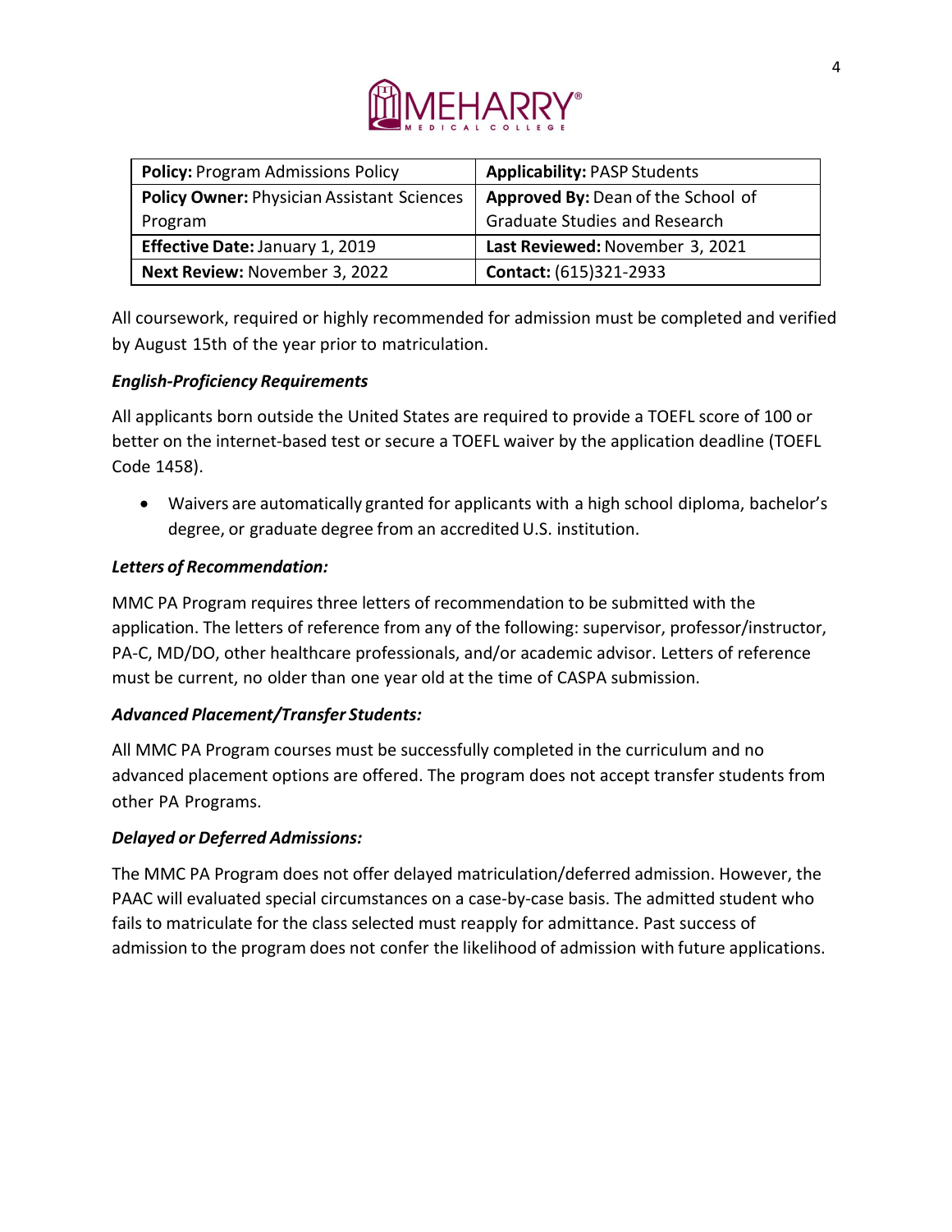| | |
|---|---|
| **Policy:** Program Admissions Policy | **Applicability:** PASP Students |
| **Policy Owner:** Physician Assistant Sciences Program | **Approved By:** Dean of the School of Graduate Studies and Research |
| **Effective Date:** January 1, 2019 | **Last Reviewed:** November 3, 2021 |
| **Next Review:** November 3, 2022 | **Contact:** (615)321-2933 |

All coursework, required or highly recommended for admission must be completed and verified by August 15th of the year prior to matriculation.

***English-Proficiency Requirements***

All applicants born outside the United States are required to provide a TOEFL score of 100 or better on the internet-based test or secure a TOEFL waiver by the application deadline (TOEFL Code 1458).

- Waivers are automatically granted for applicants with a high school diploma, bachelor's degree, or graduate degree from an accredited U.S. institution.

***Letters of Recommendation:***

MMC PA Program requires three letters of recommendation to be submitted with the application. The letters of reference from any of the following: supervisor, professor/instructor, PA-C, MD/DO, other healthcare professionals, and/or academic advisor. Letters of reference must be current, no older than one year old at the time of CASPA submission.

***Advanced Placement/Transfer Students:***

All MMC PA Program courses must be successfully completed in the curriculum and no advanced placement options are offered. The program does not accept transfer students from other PA Programs.

***Delayed or Deferred Admissions:***

The MMC PA Program does not offer delayed matriculation/deferred admission. However, the PAAC will evaluated special circumstances on a case-by-case basis. The admitted student who fails to matriculate for the class selected must reapply for admittance. Past success of admission to the program does not confer the likelihood of admission with future applications.